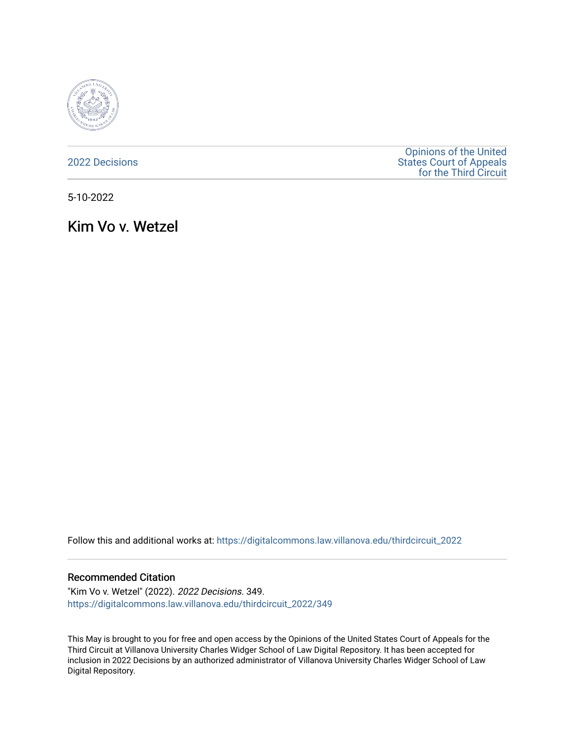2022 Decisions

Opinions of the United States Court of Appeals for the Third Circuit

5-10-2022

# Kim Vo v. Wetzel

Follow this and additional works at: https://digitalcommons.law.villanova.edu/thirdcircuit_2022

## Recommended Citation

"Kim Vo v. Wetzel" (2022). *2022 Decisions*. 349.
https://digitalcommons.law.villanova.edu/thirdcircuit_2022/349

This May is brought to you for free and open access by the Opinions of the United States Court of Appeals for the Third Circuit at Villanova University Charles Widger School of Law Digital Repository. It has been accepted for inclusion in 2022 Decisions by an authorized administrator of Villanova University Charles Widger School of Law Digital Repository.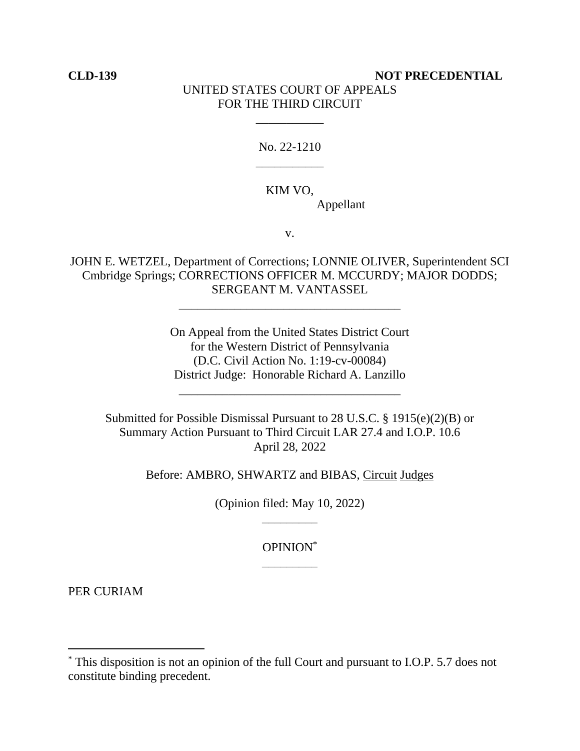**CLD-139** **NOT PRECEDENTIAL**

UNITED STATES COURT OF APPEALS
FOR THE THIRD CIRCUIT

---

No. 22-1210

---

KIM VO,
Appellant

v.

JOHN E. WETZEL, Department of Corrections; LONNIE OLIVER, Superintendent SCI Cmbridge Springs; CORRECTIONS OFFICER M. MCCURDY; MAJOR DODDS; SERGEANT M. VANTASSEL

---

On Appeal from the United States District Court
for the Western District of Pennsylvania
(D.C. Civil Action No. 1:19-cv-00084)
District Judge: Honorable Richard A. Lanzillo

---

Submitted for Possible Dismissal Pursuant to 28 U.S.C. § 1915(e)(2)(B) or Summary Action Pursuant to Third Circuit LAR 27.4 and I.O.P. 10.6
April 28, 2022

Before: AMBRO, SHWARTZ and BIBAS, Circuit Judges

(Opinion filed: May 10, 2022)

---

OPINION*

---

PER CURIAM

---

* This disposition is not an opinion of the full Court and pursuant to I.O.P. 5.7 does not constitute binding precedent.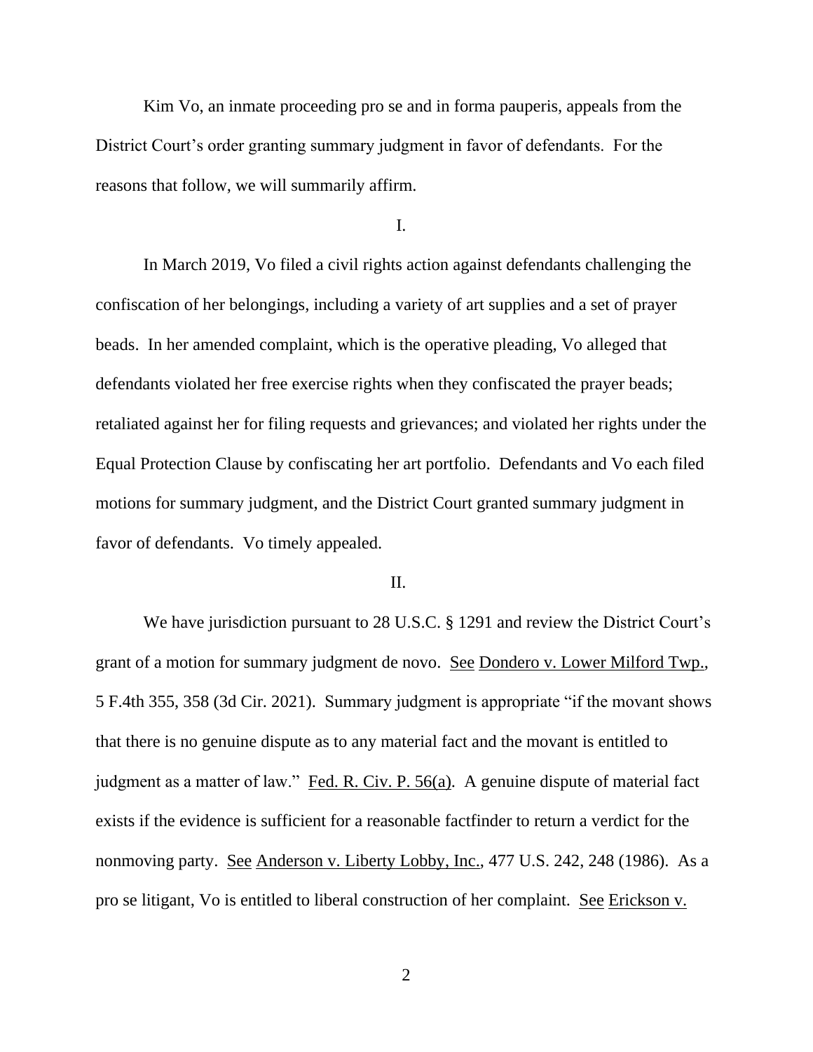Kim Vo, an inmate proceeding pro se and in forma pauperis, appeals from the District Court's order granting summary judgment in favor of defendants. For the reasons that follow, we will summarily affirm.

I.

In March 2019, Vo filed a civil rights action against defendants challenging the confiscation of her belongings, including a variety of art supplies and a set of prayer beads. In her amended complaint, which is the operative pleading, Vo alleged that defendants violated her free exercise rights when they confiscated the prayer beads; retaliated against her for filing requests and grievances; and violated her rights under the Equal Protection Clause by confiscating her art portfolio. Defendants and Vo each filed motions for summary judgment, and the District Court granted summary judgment in favor of defendants. Vo timely appealed.

II.

We have jurisdiction pursuant to 28 U.S.C. § 1291 and review the District Court's grant of a motion for summary judgment de novo. See Dondero v. Lower Milford Twp., 5 F.4th 355, 358 (3d Cir. 2021). Summary judgment is appropriate "if the movant shows that there is no genuine dispute as to any material fact and the movant is entitled to judgment as a matter of law." Fed. R. Civ. P. 56(a). A genuine dispute of material fact exists if the evidence is sufficient for a reasonable factfinder to return a verdict for the nonmoving party. See Anderson v. Liberty Lobby, Inc., 477 U.S. 242, 248 (1986). As a pro se litigant, Vo is entitled to liberal construction of her complaint. See Erickson v.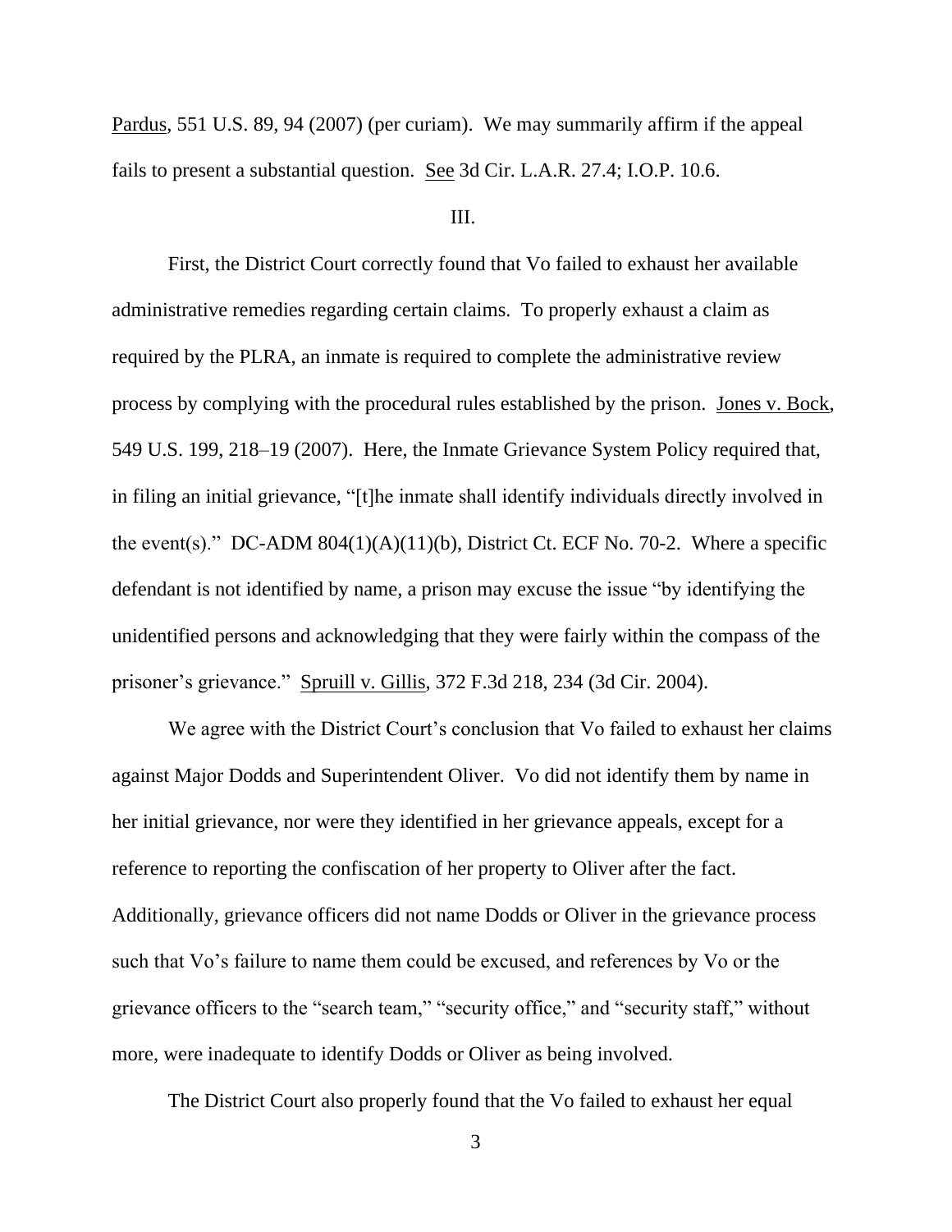Pardus, 551 U.S. 89, 94 (2007) (per curiam). We may summarily affirm if the appeal fails to present a substantial question. See 3d Cir. L.A.R. 27.4; I.O.P. 10.6.

III.

First, the District Court correctly found that Vo failed to exhaust her available administrative remedies regarding certain claims. To properly exhaust a claim as required by the PLRA, an inmate is required to complete the administrative review process by complying with the procedural rules established by the prison. Jones v. Bock, 549 U.S. 199, 218–19 (2007). Here, the Inmate Grievance System Policy required that, in filing an initial grievance, "[t]he inmate shall identify individuals directly involved in the event(s)." DC-ADM 804(1)(A)(11)(b), District Ct. ECF No. 70-2. Where a specific defendant is not identified by name, a prison may excuse the issue "by identifying the unidentified persons and acknowledging that they were fairly within the compass of the prisoner's grievance." Spruill v. Gillis, 372 F.3d 218, 234 (3d Cir. 2004).

We agree with the District Court's conclusion that Vo failed to exhaust her claims against Major Dodds and Superintendent Oliver. Vo did not identify them by name in her initial grievance, nor were they identified in her grievance appeals, except for a reference to reporting the confiscation of her property to Oliver after the fact. Additionally, grievance officers did not name Dodds or Oliver in the grievance process such that Vo's failure to name them could be excused, and references by Vo or the grievance officers to the "search team," "security office," and "security staff," without more, were inadequate to identify Dodds or Oliver as being involved.

The District Court also properly found that the Vo failed to exhaust her equal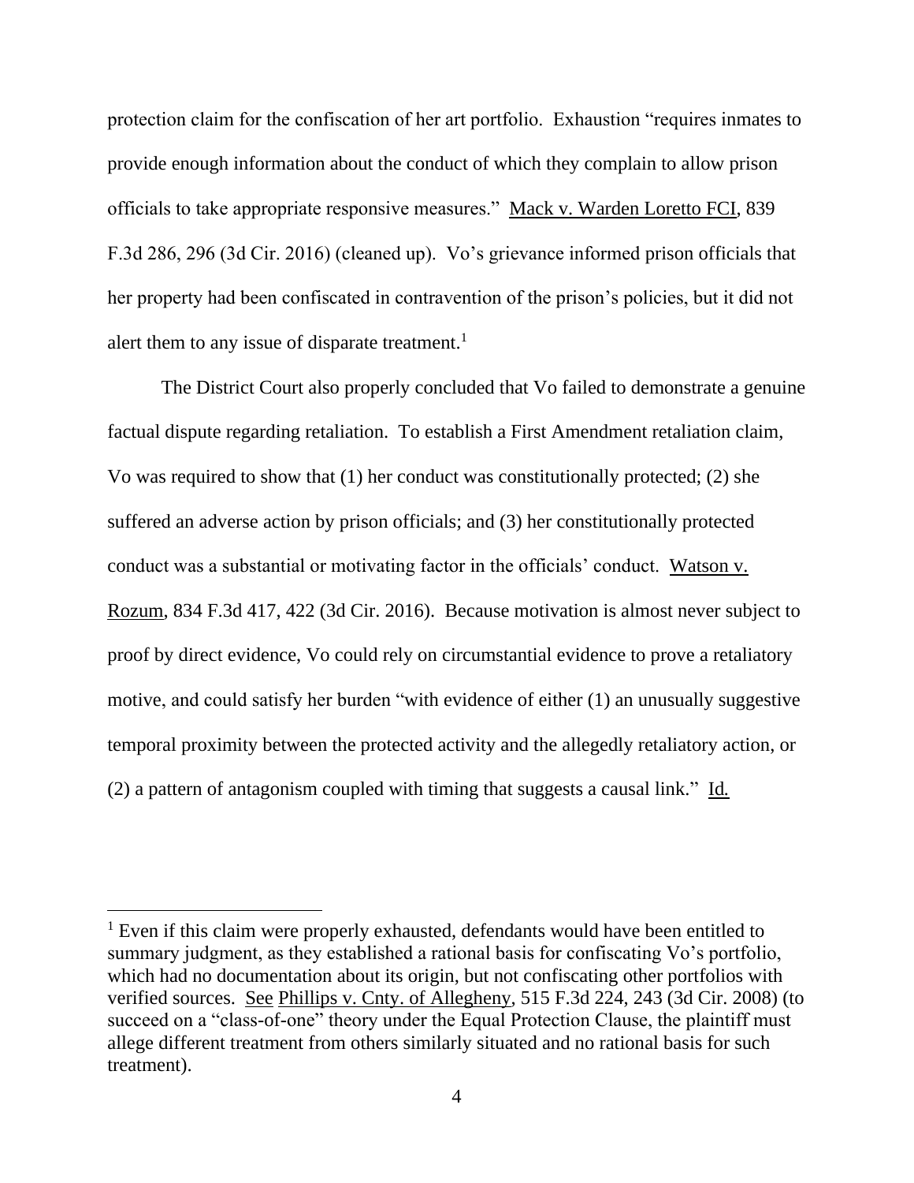protection claim for the confiscation of her art portfolio. Exhaustion "requires inmates to provide enough information about the conduct of which they complain to allow prison officials to take appropriate responsive measures." Mack v. Warden Loretto FCI, 839 F.3d 286, 296 (3d Cir. 2016) (cleaned up). Vo's grievance informed prison officials that her property had been confiscated in contravention of the prison's policies, but it did not alert them to any issue of disparate treatment.[1]

The District Court also properly concluded that Vo failed to demonstrate a genuine factual dispute regarding retaliation. To establish a First Amendment retaliation claim, Vo was required to show that (1) her conduct was constitutionally protected; (2) she suffered an adverse action by prison officials; and (3) her constitutionally protected conduct was a substantial or motivating factor in the officials' conduct. Watson v. Rozum, 834 F.3d 417, 422 (3d Cir. 2016). Because motivation is almost never subject to proof by direct evidence, Vo could rely on circumstantial evidence to prove a retaliatory motive, and could satisfy her burden "with evidence of either (1) an unusually suggestive temporal proximity between the protected activity and the allegedly retaliatory action, or (2) a pattern of antagonism coupled with timing that suggests a causal link." Id.

---

[1] Even if this claim were properly exhausted, defendants would have been entitled to summary judgment, as they established a rational basis for confiscating Vo's portfolio, which had no documentation about its origin, but not confiscating other portfolios with verified sources. See Phillips v. Cnty. of Allegheny, 515 F.3d 224, 243 (3d Cir. 2008) (to succeed on a "class-of-one" theory under the Equal Protection Clause, the plaintiff must allege different treatment from others similarly situated and no rational basis for such treatment).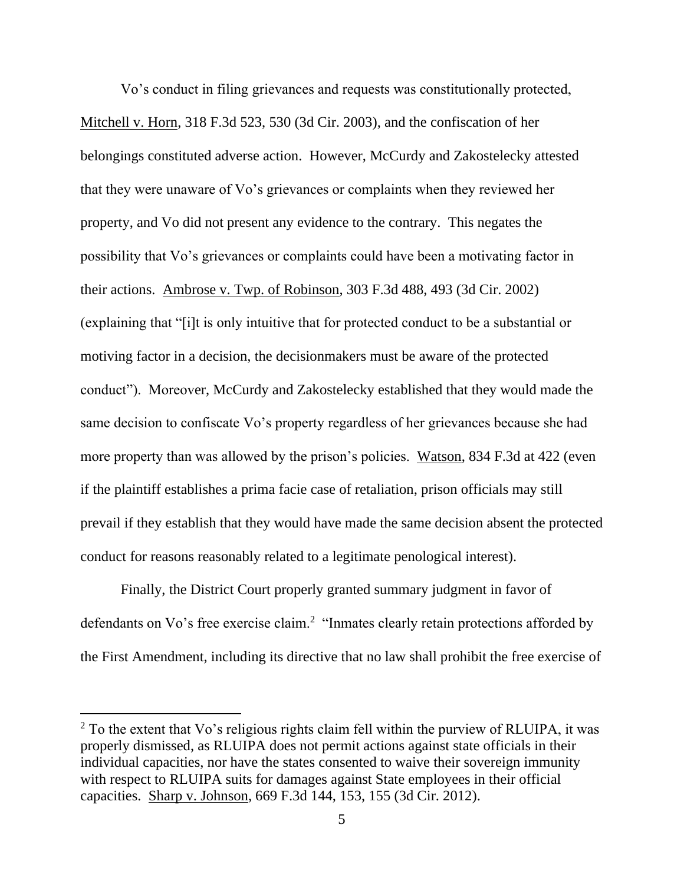Vo's conduct in filing grievances and requests was constitutionally protected, Mitchell v. Horn, 318 F.3d 523, 530 (3d Cir. 2003), and the confiscation of her belongings constituted adverse action. However, McCurdy and Zakostelecky attested that they were unaware of Vo's grievances or complaints when they reviewed her property, and Vo did not present any evidence to the contrary. This negates the possibility that Vo's grievances or complaints could have been a motivating factor in their actions. Ambrose v. Twp. of Robinson, 303 F.3d 488, 493 (3d Cir. 2002) (explaining that "[i]t is only intuitive that for protected conduct to be a substantial or motiving factor in a decision, the decisionmakers must be aware of the protected conduct"). Moreover, McCurdy and Zakostelecky established that they would made the same decision to confiscate Vo's property regardless of her grievances because she had more property than was allowed by the prison's policies. Watson, 834 F.3d at 422 (even if the plaintiff establishes a prima facie case of retaliation, prison officials may still prevail if they establish that they would have made the same decision absent the protected conduct for reasons reasonably related to a legitimate penological interest).

Finally, the District Court properly granted summary judgment in favor of defendants on Vo's free exercise claim.[2] "Inmates clearly retain protections afforded by the First Amendment, including its directive that no law shall prohibit the free exercise of

[2] To the extent that Vo's religious rights claim fell within the purview of RLUIPA, it was properly dismissed, as RLUIPA does not permit actions against state officials in their individual capacities, nor have the states consented to waive their sovereign immunity with respect to RLUIPA suits for damages against State employees in their official capacities. Sharp v. Johnson, 669 F.3d 144, 153, 155 (3d Cir. 2012).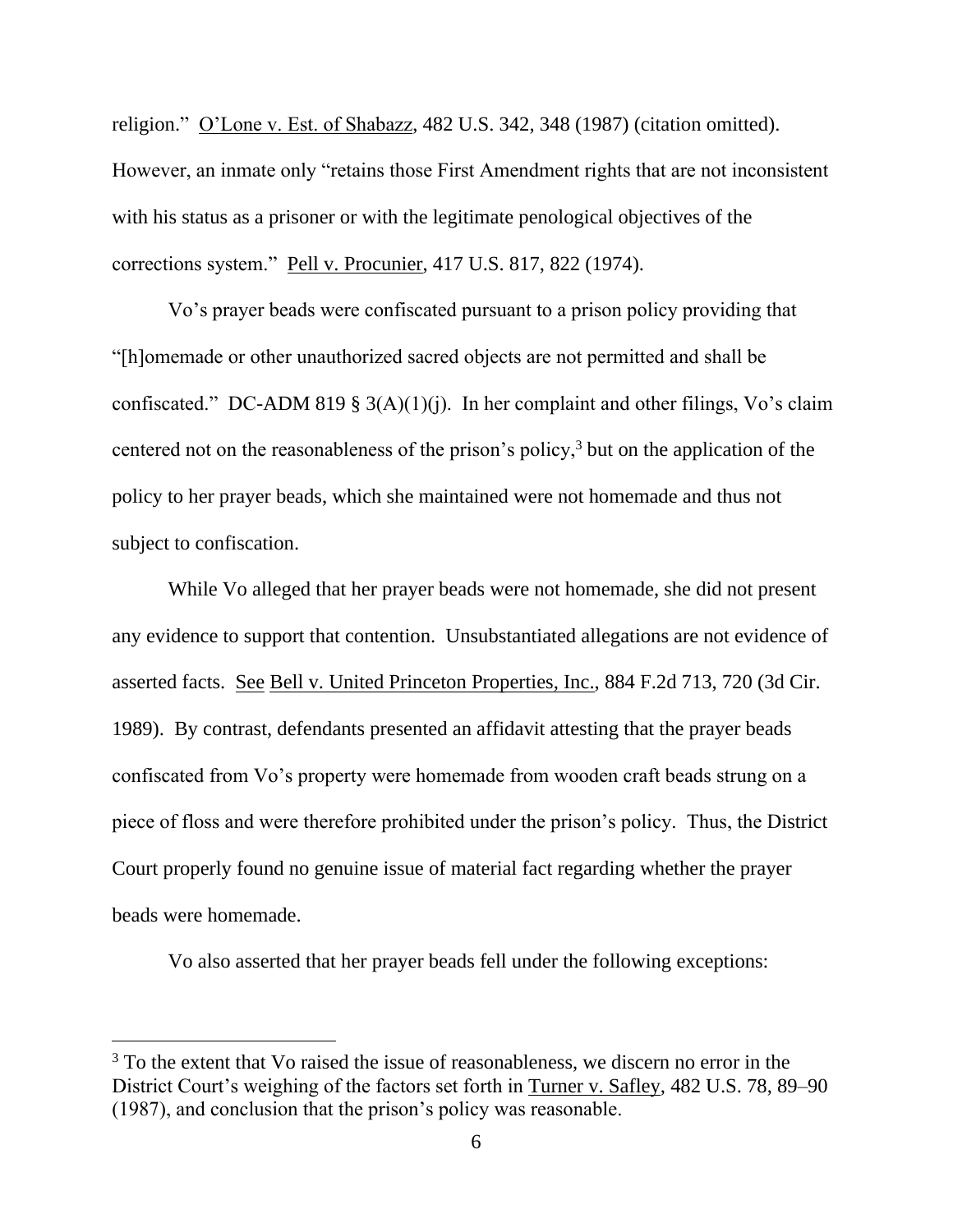religion." O'Lone v. Est. of Shabazz, 482 U.S. 342, 348 (1987) (citation omitted). However, an inmate only "retains those First Amendment rights that are not inconsistent with his status as a prisoner or with the legitimate penological objectives of the corrections system." Pell v. Procunier, 417 U.S. 817, 822 (1974).

Vo's prayer beads were confiscated pursuant to a prison policy providing that "[h]omemade or other unauthorized sacred objects are not permitted and shall be confiscated." DC-ADM 819 § 3(A)(1)(j). In her complaint and other filings, Vo's claim centered not on the reasonableness of the prison's policy,[3] but on the application of the policy to her prayer beads, which she maintained were not homemade and thus not subject to confiscation.

While Vo alleged that her prayer beads were not homemade, she did not present any evidence to support that contention. Unsubstantiated allegations are not evidence of asserted facts. See Bell v. United Princeton Properties, Inc., 884 F.2d 713, 720 (3d Cir. 1989). By contrast, defendants presented an affidavit attesting that the prayer beads confiscated from Vo's property were homemade from wooden craft beads strung on a piece of floss and were therefore prohibited under the prison's policy. Thus, the District Court properly found no genuine issue of material fact regarding whether the prayer beads were homemade.

Vo also asserted that her prayer beads fell under the following exceptions:

[3] To the extent that Vo raised the issue of reasonableness, we discern no error in the District Court's weighing of the factors set forth in Turner v. Safley, 482 U.S. 78, 89–90 (1987), and conclusion that the prison's policy was reasonable.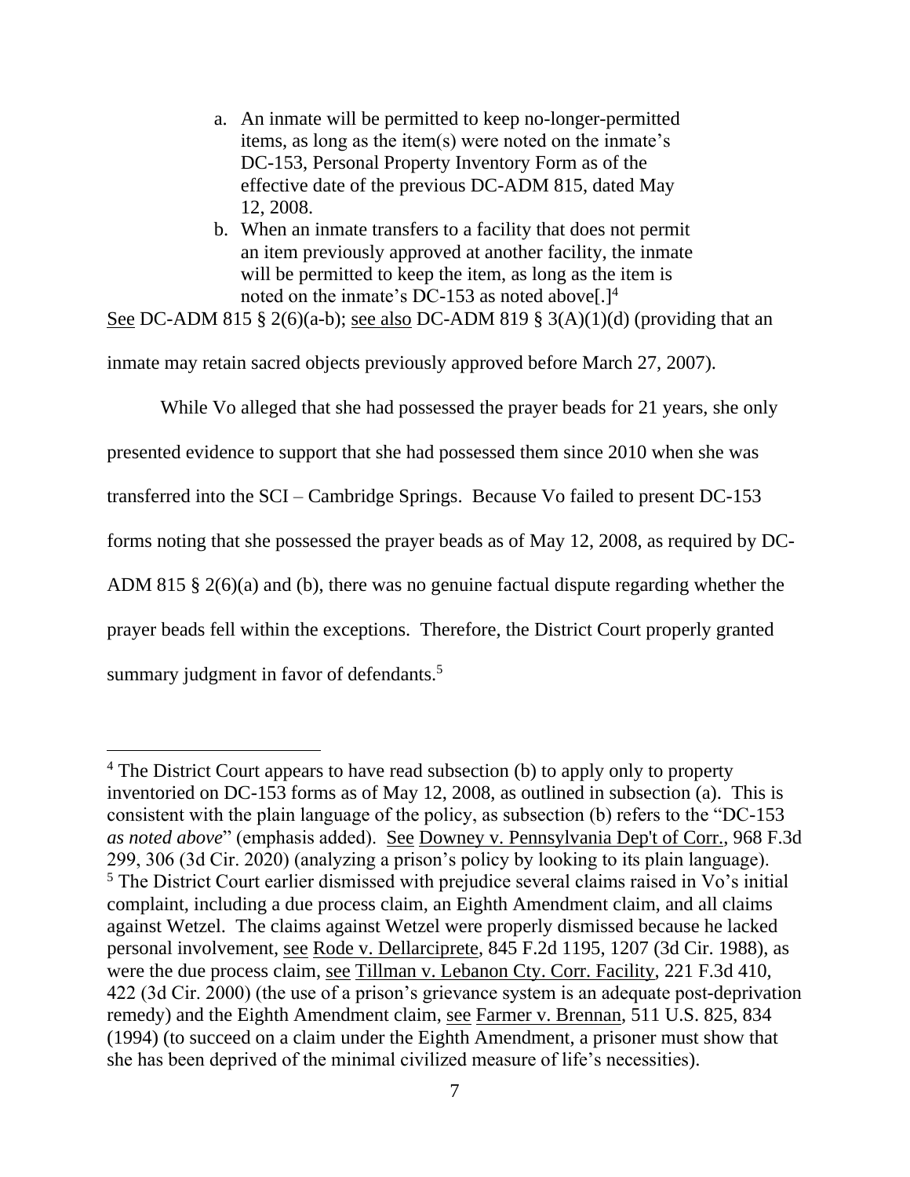a. An inmate will be permitted to keep no-longer-permitted items, as long as the item(s) were noted on the inmate's DC-153, Personal Property Inventory Form as of the effective date of the previous DC-ADM 815, dated May 12, 2008.

b. When an inmate transfers to a facility that does not permit an item previously approved at another facility, the inmate will be permitted to keep the item, as long as the item is noted on the inmate's DC-153 as noted above[.][4]

See DC-ADM 815 § 2(6)(a-b); see also DC-ADM 819 § 3(A)(1)(d) (providing that an inmate may retain sacred objects previously approved before March 27, 2007).

While Vo alleged that she had possessed the prayer beads for 21 years, she only presented evidence to support that she had possessed them since 2010 when she was transferred into the SCI – Cambridge Springs. Because Vo failed to present DC-153 forms noting that she possessed the prayer beads as of May 12, 2008, as required by DC-ADM 815 § 2(6)(a) and (b), there was no genuine factual dispute regarding whether the prayer beads fell within the exceptions. Therefore, the District Court properly granted summary judgment in favor of defendants.[5]

---

[4] The District Court appears to have read subsection (b) to apply only to property inventoried on DC-153 forms as of May 12, 2008, as outlined in subsection (a). This is consistent with the plain language of the policy, as subsection (b) refers to the "DC-153 *as noted above*" (emphasis added). See Downey v. Pennsylvania Dep't of Corr., 968 F.3d 299, 306 (3d Cir. 2020) (analyzing a prison's policy by looking to its plain language).

[5] The District Court earlier dismissed with prejudice several claims raised in Vo's initial complaint, including a due process claim, an Eighth Amendment claim, and all claims against Wetzel. The claims against Wetzel were properly dismissed because he lacked personal involvement, see Rode v. Dellarciprete, 845 F.2d 1195, 1207 (3d Cir. 1988), as were the due process claim, see Tillman v. Lebanon Cty. Corr. Facility, 221 F.3d 410, 422 (3d Cir. 2000) (the use of a prison's grievance system is an adequate post-deprivation remedy) and the Eighth Amendment claim, see Farmer v. Brennan, 511 U.S. 825, 834 (1994) (to succeed on a claim under the Eighth Amendment, a prisoner must show that she has been deprived of the minimal civilized measure of life's necessities).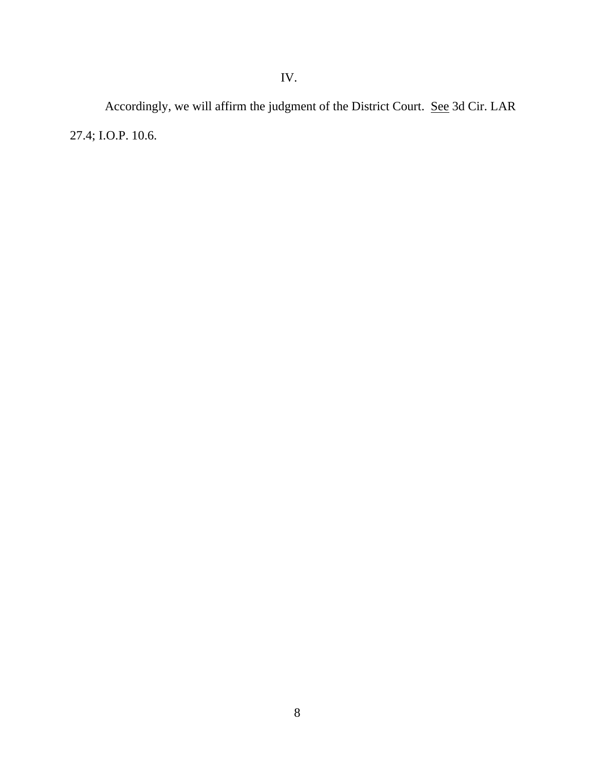## IV.

Accordingly, we will affirm the judgment of the District Court. See 3d Cir. LAR 27.4; I.O.P. 10.6.